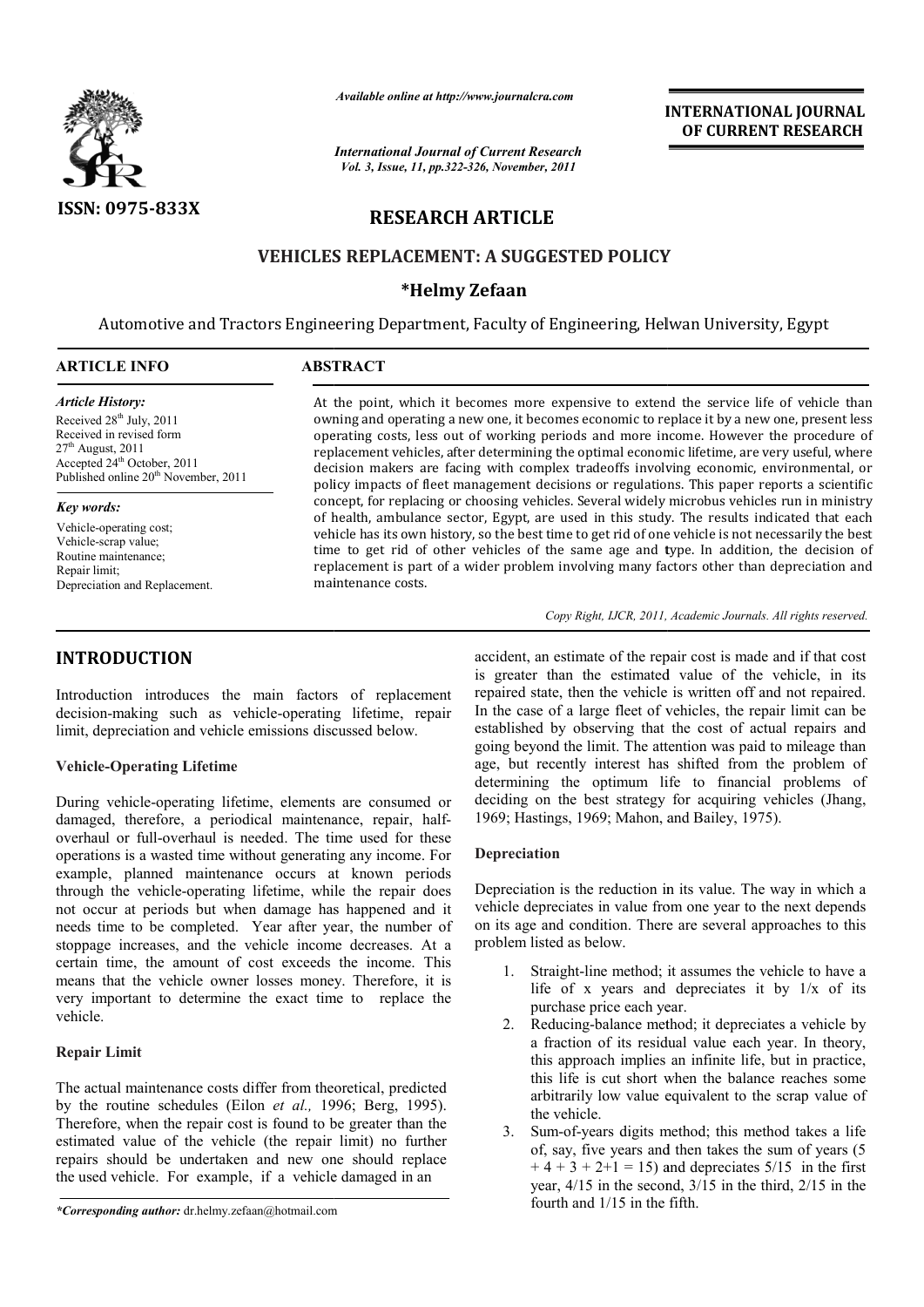ISSN: 0975-833X

*Available online at http://www.journalcra.com*

*International Journal of Current Research*
*Vol. 3, Issue, 11, pp.322-326, November, 2011*

**INTERNATIONAL JOURNAL OF CURRENT RESEARCH**

# RESEARCH ARTICLE

# VEHICLES REPLACEMENT: A SUGGESTED POLICY

**\*Helmy Zefaan**

Automotive and Tractors Engineering Department, Faculty of Engineering, Helwan University, Egypt

**ARTICLE INFO**

*Article History:*
Received 28th July, 2011
Received in revised form
27th August, 2011
Accepted 24th October, 2011
Published online 20th November, 2011

*Key words:*
Vehicle-operating cost;
Vehicle-scrap value;
Routine maintenance;
Repair limit;
Depreciation and Replacement.

**ABSTRACT**

At the point, which it becomes more expensive to extend the service life of vehicle than owning and operating a new one, it becomes economic to replace it by a new one, present less operating costs, less out of working periods and more income. However the procedure of replacement vehicles, after determining the optimal economic lifetime, are very useful, where decision makers are facing with complex tradeoffs involving economic, environmental, or policy impacts of fleet management decisions or regulations. This paper reports a scientific concept, for replacing or choosing vehicles. Several widely microbus vehicles run in ministry of health, ambulance sector, Egypt, are used in this study. The results indicated that each vehicle has its own history, so the best time to get rid of one vehicle is not necessarily the best time to get rid of other vehicles of the same age and type. In addition, the decision of replacement is part of a wider problem involving many factors other than depreciation and maintenance costs.

*Copy Right, IJCR, 2011, Academic Journals. All rights reserved.*

## INTRODUCTION

Introduction introduces the main factors of replacement decision-making such as vehicle-operating lifetime, repair limit, depreciation and vehicle emissions discussed below.

### Vehicle-Operating Lifetime

During vehicle-operating lifetime, elements are consumed or damaged, therefore, a periodical maintenance, repair, half-overhaul or full-overhaul is needed. The time used for these operations is a wasted time without generating any income. For example, planned maintenance occurs at known periods through the vehicle-operating lifetime, while the repair does not occur at periods but when damage has happened and it needs time to be completed. Year after year, the number of stoppage increases, and the vehicle income decreases. At a certain time, the amount of cost exceeds the income. This means that the vehicle owner losses money. Therefore, it is very important to determine the exact time to replace the vehicle.

### Repair Limit

The actual maintenance costs differ from theoretical, predicted by the routine schedules (Eilon *et al.,* 1996; Berg, 1995). Therefore, when the repair cost is found to be greater than the estimated value of the vehicle (the repair limit) no further repairs should be undertaken and new one should replace the used vehicle. For example, if a vehicle damaged in an accident, an estimate of the repair cost is made and if that cost is greater than the estimated value of the vehicle, in its repaired state, then the vehicle is written off and not repaired. In the case of a large fleet of vehicles, the repair limit can be established by observing that the cost of actual repairs and going beyond the limit. The attention was paid to mileage than age, but recently interest has shifted from the problem of determining the optimum life to financial problems of deciding on the best strategy for acquiring vehicles (Jhang, 1969; Hastings, 1969; Mahon, and Bailey, 1975).

### Depreciation

Depreciation is the reduction in its value. The way in which a vehicle depreciates in value from one year to the next depends on its age and condition. There are several approaches to this problem listed as below.

1. Straight-line method; it assumes the vehicle to have a life of x years and depreciates it by 1/x of its purchase price each year.
2. Reducing-balance method; it depreciates a vehicle by a fraction of its residual value each year. In theory, this approach implies an infinite life, but in practice, this life is cut short when the balance reaches some arbitrarily low value equivalent to the scrap value of the vehicle.
3. Sum-of-years digits method; this method takes a life of, say, five years and then takes the sum of years (5 + 4 + 3 + 2+1 = 15) and depreciates 5/15 in the first year, 4/15 in the second, 3/15 in the third, 2/15 in the fourth and 1/15 in the fifth.

*\*Corresponding author:* dr.helmy.zefaan@hotmail.com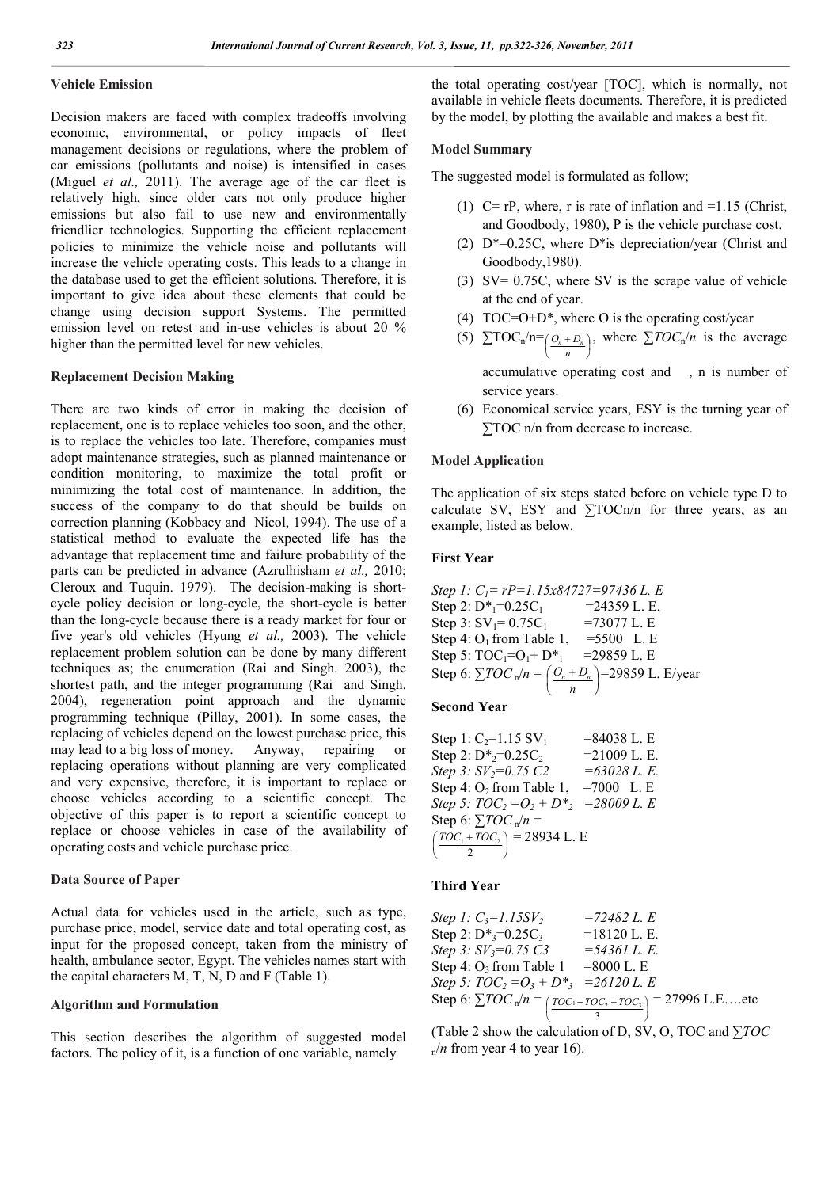### Vehicle Emission

Decision makers are faced with complex tradeoffs involving economic, environmental, or policy impacts of fleet management decisions or regulations, where the problem of car emissions (pollutants and noise) is intensified in cases (Miguel *et al.,* 2011). The average age of the car fleet is relatively high, since older cars not only produce higher emissions but also fail to use new and environmentally friendlier technologies. Supporting the efficient replacement policies to minimize the vehicle noise and pollutants will increase the vehicle operating costs. This leads to a change in the database used to get the efficient solutions. Therefore, it is important to give idea about these elements that could be change using decision support Systems. The permitted emission level on retest and in-use vehicles is about 20 % higher than the permitted level for new vehicles.

### Replacement Decision Making

There are two kinds of error in making the decision of replacement, one is to replace the vehicles too soon, and the other, is to replace the vehicles too late. Therefore, companies must adopt maintenance strategies, such as planned maintenance or condition monitoring, to maximize the total profit or minimizing the total cost of maintenance. In addition, the success of the company to do that should be builds on correction planning (Kobbacy and Nicol, 1994). The use of a statistical method to evaluate the expected life has the advantage that replacement time and failure probability of the parts can be predicted in advance (Azrulhisham *et al.,* 2010; Cleroux and Tuquin. 1979). The decision-making is short-cycle policy decision or long-cycle, the short-cycle is better than the long-cycle because there is a ready market for four or five year's old vehicles (Hyung *et al.,* 2003). The vehicle replacement problem solution can be done by many different techniques as; the enumeration (Rai and Singh. 2003), the shortest path, and the integer programming (Rai and Singh. 2004), regeneration point approach and the dynamic programming technique (Pillay, 2001). In some cases, the replacing of vehicles depend on the lowest purchase price, this may lead to a big loss of money. Anyway, repairing or replacing operations without planning are very complicated and very expensive, therefore, it is important to replace or choose vehicles according to a scientific concept. The objective of this paper is to report a scientific concept to replace or choose vehicles in case of the availability of operating costs and vehicle purchase price.

### Data Source of Paper

Actual data for vehicles used in the article, such as type, purchase price, model, service date and total operating cost, as input for the proposed concept, taken from the ministry of health, ambulance sector, Egypt. The vehicles names start with the capital characters M, T, N, D and F (Table 1).

### Algorithm and Formulation

This section describes the algorithm of suggested model factors. The policy of it, is a function of one variable, namely the total operating cost/year [TOC], which is normally, not available in vehicle fleets documents. Therefore, it is predicted by the model, by plotting the available and makes a best fit.

### Model Summary

The suggested model is formulated as follow;

1. $C = rP$, where, r is rate of inflation and =1.15 (Christ, and Goodbody, 1980), P is the vehicle purchase cost.
2. $D^* = 0.25C$, where $D^*$ is depreciation/year (Christ and Goodbody,1980).
3. $SV = 0.75C$, where SV is the scrape value of vehicle at the end of year.
4. $TOC = O + D^*$, where O is the operating cost/year
5. $\sum TOC_n/n = \left(\frac{O_n + D_n}{n}\right)$, where $\sum TOC_n/n$ is the average accumulative operating cost and , n is number of service years.
6. Economical service years, ESY is the turning year of $\sum TOC\ n/n$ from decrease to increase.

### Model Application

The application of six steps stated before on vehicle type D to calculate SV, ESY and $\sum TOCn/n$ for three years, as an example, listed as below.

### First Year

*Step 1:* $C_1 = rP = 1.15 \times 84727 = 97436$ *L. E*
Step 2: $D^*_1 = 0.25C_1 = 24359$ L. E.
Step 3: $SV_1 = 0.75C_1 = 73077$ L. E
Step 4: $O_1$ from Table 1, =5500 L. E
Step 5: $TOC_1 = O_1 + D^*_1 = 29859$ L. E
Step 6: $\sum TOC_n/n = \left(\frac{O_n + D_n}{n}\right) = 29859$ L. E/year

### Second Year

Step 1: $C_2 = 1.15\ SV_1 = 84038$ L. E
Step 2: $D^*_2 = 0.25C_2 = 21009$ L. E.
*Step 3:* $SV_2 = 0.75\ C2 = 63028$ *L. E.*
Step 4: $O_2$ from Table 1, =7000 L. E
*Step 5:* $TOC_2 = O_2 + D^*_2 = 28009$ *L. E*
Step 6: $\sum TOC_n/n = \left(\frac{TOC_1 + TOC_2}{2}\right) = 28934$ L. E

### Third Year

*Step 1:* $C_3 = 1.15SV_2 = 72482$ *L. E*
Step 2: $D^*_3 = 0.25C_3 = 18120$ L. E.
*Step 3:* $SV_3 = 0.75\ C3 = 54361$ *L. E.*
Step 4: $O_3$ from Table 1 =8000 L. E
*Step 5:* $TOC_2 = O_3 + D^*_3 = 26120$ *L. E*
Step 6: $\sum TOC_n/n = \left(\frac{TOC_1 + TOC_2 + TOC_3}{3}\right) = 27996$ L.E….etc

(Table 2 show the calculation of D, SV, O, TOC and $\sum TOC_n/n$ from year 4 to year 16).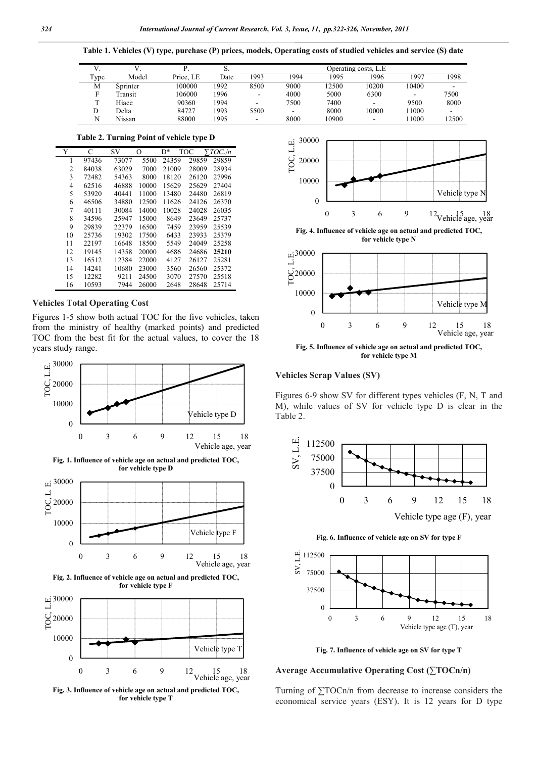**Table 1. Vehicles (V) type, purchase (P) prices, models, Operating costs of studied vehicles and service (S) date**

| V. Type | V. Model | P. Price, LE | S. Date | Operating costs, L.E 1993 | 1994 | 1995 | 1996 | 1997 | 1998 |
|---|---|---|---|---|---|---|---|---|---|
| M | Sprinter | 100000 | 1992 | 8500 | 9000 | 12500 | 10200 | 10400 | - |
| F | Transit | 106000 | 1996 | - | 4000 | 5000 | 6300 | - | 7500 |
| T | Hiace | 90360 | 1994 | - | 7500 | 7400 | - | 9500 | 8000 |
| D | Delta | 84727 | 1993 | 5500 | - | 8000 | 10000 | 11000 | - |
| N | Nissan | 88000 | 1995 | - | 8000 | 10900 | - | 11000 | 12500 |

**Table 2. Turning Point of vehicle type D**

| Y | C | SV | O | D* | TOC | $\sum TOC_n/n$ |
|---|---|---|---|---|---|---|
| 1 | 97436 | 73077 | 5500 | 24359 | 29859 | 29859 |
| 2 | 84038 | 63029 | 7000 | 21009 | 28009 | 28934 |
| 3 | 72482 | 54363 | 8000 | 18120 | 26120 | 27996 |
| 4 | 62516 | 46888 | 10000 | 15629 | 25629 | 27404 |
| 5 | 53920 | 40441 | 11000 | 13480 | 24480 | 26819 |
| 6 | 46506 | 34880 | 12500 | 11626 | 24126 | 26370 |
| 7 | 40111 | 30084 | 14000 | 10028 | 24028 | 26035 |
| 8 | 34596 | 25947 | 15000 | 8649 | 23649 | 25737 |
| 9 | 29839 | 22379 | 16500 | 7459 | 23959 | 25539 |
| 10 | 25736 | 19302 | 17500 | 6433 | 23933 | 25379 |
| 11 | 22197 | 16648 | 18500 | 5549 | 24049 | 25258 |
| 12 | 19145 | 14358 | 20000 | 4686 | 24686 | **25210** |
| 13 | 16512 | 12384 | 22000 | 4127 | 26127 | 25281 |
| 14 | 14241 | 10680 | 23000 | 3560 | 26560 | 25372 |
| 15 | 12282 | 9211 | 24500 | 3070 | 27570 | 25518 |
| 16 | 10593 | 7944 | 26000 | 2648 | 28648 | 25714 |

## Vehicles Total Operating Cost

Figures 1-5 show both actual TOC for the five vehicles, taken from the ministry of healthy (marked points) and predicted TOC from the best fit for the actual values, to cover the 18 years study range.

Fig. 1. Influence of vehicle age on actual and predicted TOC, for vehicle type D

Fig. 2. Influence of vehicle age on actual and predicted TOC, for vehicle type F

Fig. 3. Influence of vehicle age on actual and predicted TOC, for vehicle type T

Fig. 4. Influence of vehicle age on actual and predicted TOC, for vehicle type N

Fig. 5. Influence of vehicle age on actual and predicted TOC, for vehicle type M

## Vehicles Scrap Values (SV)

Figures 6-9 show SV for different types vehicles (F, N, T and M), while values of SV for vehicle type D is clear in the Table 2.

Fig. 6. Influence of vehicle age on SV for type F

Fig. 7. Influence of vehicle age on SV for type T

## Average Accumulative Operating Cost ($\sum TOCn/n$)

Turning of $\sum TOCn/n$ from decrease to increase considers the economical service years (ESY). It is 12 years for D type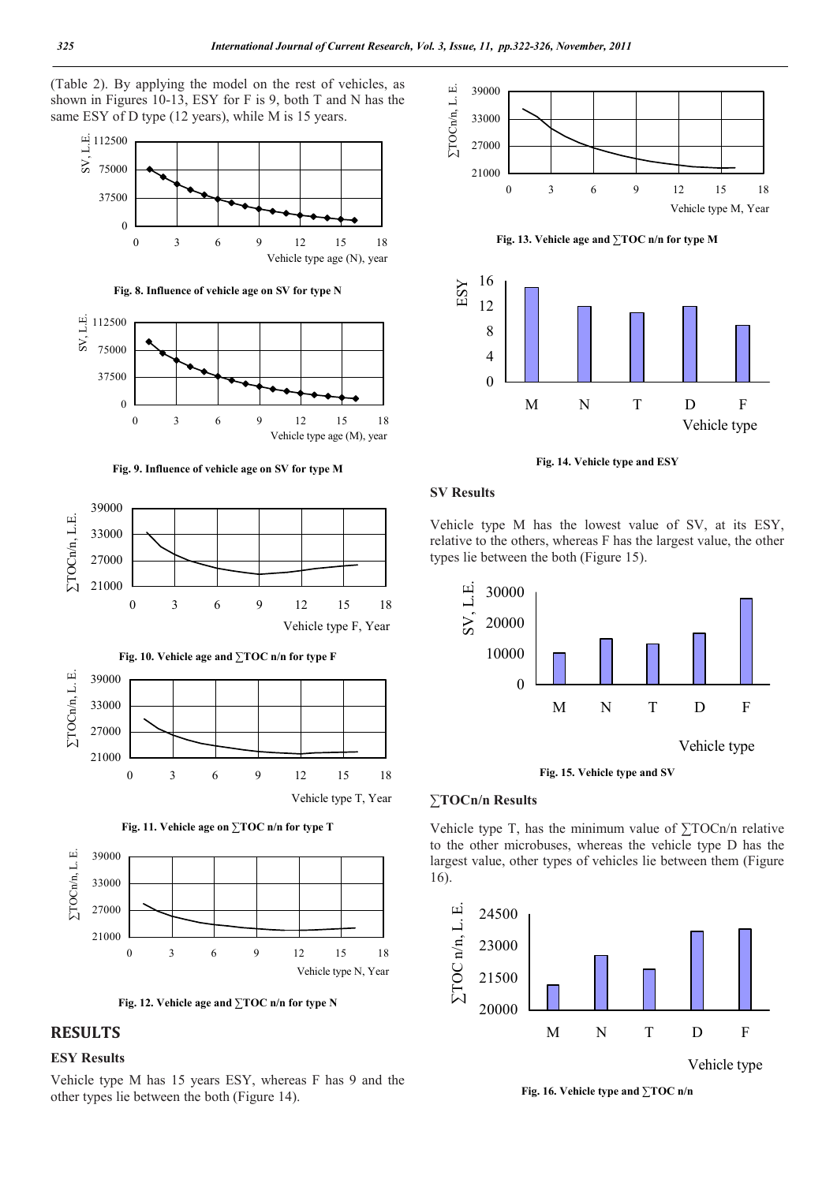(Table 2). By applying the model on the rest of vehicles, as shown in Figures 10-13, ESY for F is 9, both T and N has the same ESY of D type (12 years), while M is 15 years.

Fig. 8. Influence of vehicle age on SV for type N

Fig. 9. Influence of vehicle age on SV for type M

Fig. 10. Vehicle age and ∑TOC n/n for type F

Fig. 11. Vehicle age on ∑TOC n/n for type T

Fig. 12. Vehicle age and ∑TOC n/n for type N

Fig. 13. Vehicle age and ∑TOC n/n for type M

Fig. 14. Vehicle type and ESY

## RESULTS

### ESY Results

Vehicle type M has 15 years ESY, whereas F has 9 and the other types lie between the both (Figure 14).

### SV Results

Vehicle type M has the lowest value of SV, at its ESY, relative to the others, whereas F has the largest value, the other types lie between the both (Figure 15).

Fig. 15. Vehicle type and SV

### ∑TOCn/n Results

Vehicle type T, has the minimum value of ∑TOCn/n relative to the other microbuses, whereas the vehicle type D has the largest value, other types of vehicles lie between them (Figure 16).

Fig. 16. Vehicle type and ∑TOC n/n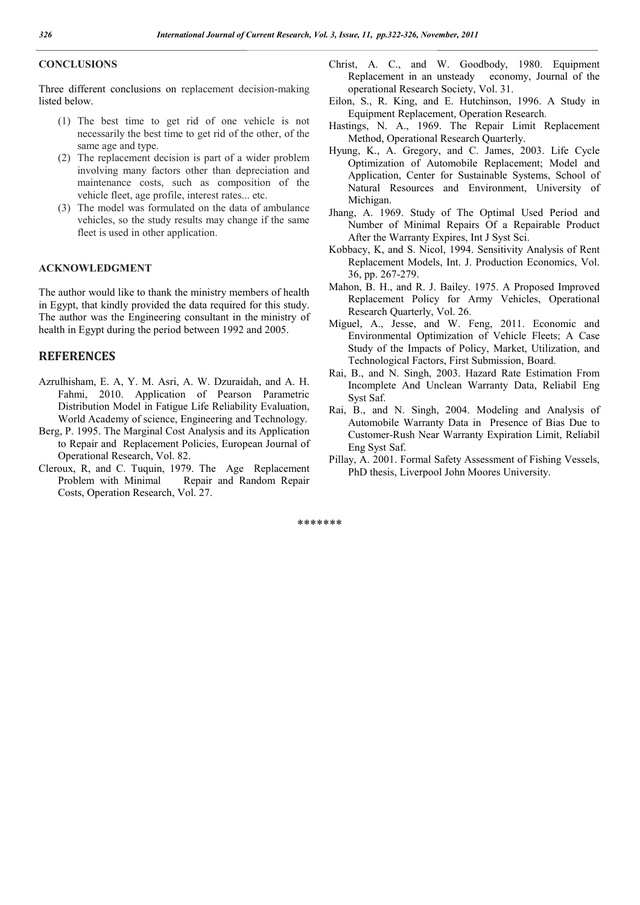## CONCLUSIONS

Three different conclusions on replacement decision-making listed below.

(1) The best time to get rid of one vehicle is not necessarily the best time to get rid of the other, of the same age and type.

(2) The replacement decision is part of a wider problem involving many factors other than depreciation and maintenance costs, such as composition of the vehicle fleet, age profile, interest rates... etc.

(3) The model was formulated on the data of ambulance vehicles, so the study results may change if the same fleet is used in other application.

## ACKNOWLEDGMENT

The author would like to thank the ministry members of health in Egypt, that kindly provided the data required for this study. The author was the Engineering consultant in the ministry of health in Egypt during the period between 1992 and 2005.

## REFERENCES

Azrulhisham, E. A, Y. M. Asri, A. W. Dzuraidah, and A. H. Fahmi, 2010. Application of Pearson Parametric Distribution Model in Fatigue Life Reliability Evaluation, World Academy of science, Engineering and Technology.

Berg, P. 1995. The Marginal Cost Analysis and its Application to Repair and Replacement Policies, European Journal of Operational Research, Vol. 82.

Cleroux, R, and C. Tuquin, 1979. The Age Replacement Problem with Minimal Repair and Random Repair Costs, Operation Research, Vol. 27.

Christ, A. C., and W. Goodbody, 1980. Equipment Replacement in an unsteady economy, Journal of the operational Research Society, Vol. 31.

Eilon, S., R. King, and E. Hutchinson, 1996. A Study in Equipment Replacement, Operation Research.

Hastings, N. A., 1969. The Repair Limit Replacement Method, Operational Research Quarterly.

Hyung, K., A. Gregory, and C. James, 2003. Life Cycle Optimization of Automobile Replacement; Model and Application, Center for Sustainable Systems, School of Natural Resources and Environment, University of Michigan.

Jhang, A. 1969. Study of The Optimal Used Period and Number of Minimal Repairs Of a Repairable Product After the Warranty Expires, Int J Syst Sci.

Kobbacy, K, and S. Nicol, 1994. Sensitivity Analysis of Rent Replacement Models, Int. J. Production Economics, Vol. 36, pp. 267-279.

Mahon, B. H., and R. J. Bailey. 1975. A Proposed Improved Replacement Policy for Army Vehicles, Operational Research Quarterly, Vol. 26.

Miguel, A., Jesse, and W. Feng, 2011. Economic and Environmental Optimization of Vehicle Fleets; A Case Study of the Impacts of Policy, Market, Utilization, and Technological Factors, First Submission, Board.

Rai, B., and N. Singh, 2003. Hazard Rate Estimation From Incomplete And Unclean Warranty Data, Reliabil Eng Syst Saf.

Rai, B., and N. Singh, 2004. Modeling and Analysis of Automobile Warranty Data in Presence of Bias Due to Customer-Rush Near Warranty Expiration Limit, Reliabil Eng Syst Saf.

Pillay, A. 2001. Formal Safety Assessment of Fishing Vessels, PhD thesis, Liverpool John Moores University.

*******